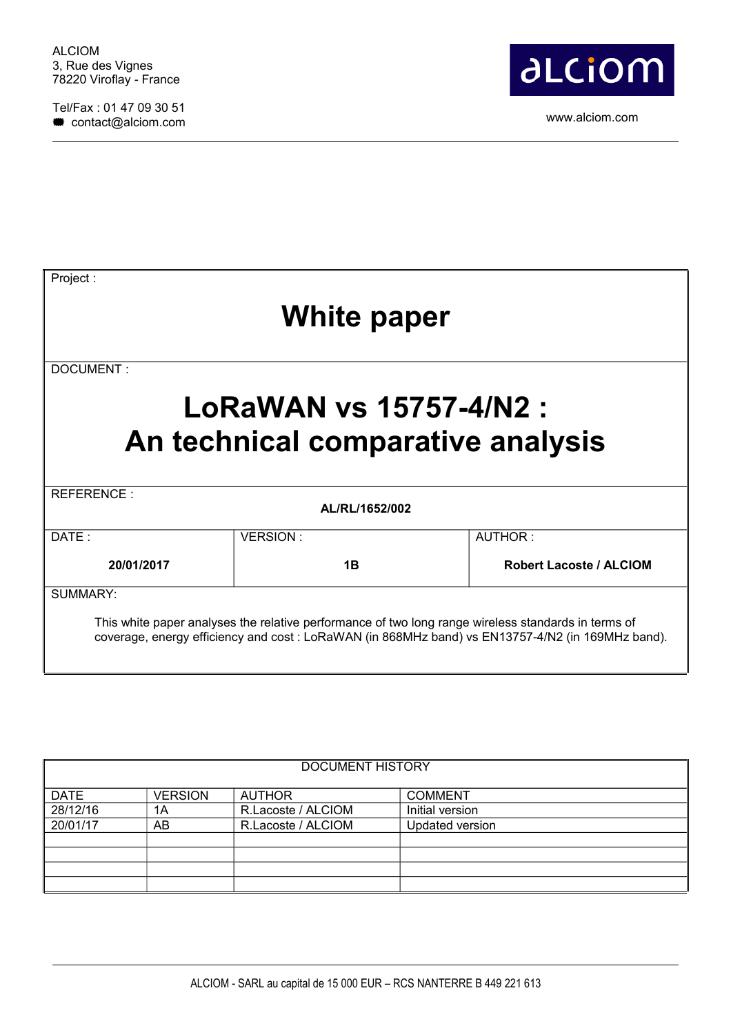ALCIOM
3, Rue des Vignes
78220 Viroflay - France

Tel/Fax : 01 47 09 30 51
contact@alciom.com

www.alciom.com

Project :

# White paper

DOCUMENT :

# LoRaWAN vs 15757-4/N2 : An technical comparative analysis

REFERENCE :

**AL/RL/1652/002**

| DATE : | VERSION : | AUTHOR : |
|---|---|---|
| **20/01/2017** | **1B** | **Robert Lacoste / ALCIOM** |

SUMMARY:

This white paper analyses the relative performance of two long range wireless standards in terms of coverage, energy efficiency and cost : LoRaWAN (in 868MHz band) vs EN13757-4/N2 (in 169MHz band).

DOCUMENT HISTORY

| DATE | VERSION | AUTHOR | COMMENT |
|---|---|---|---|
| 28/12/16 | 1A | R.Lacoste / ALCIOM | Initial version |
| 20/01/17 | AB | R.Lacoste / ALCIOM | Updated version |
| | | | |
| | | | |
| | | | |
| | | | |

ALCIOM - SARL au capital de 15 000 EUR – RCS NANTERRE B 449 221 613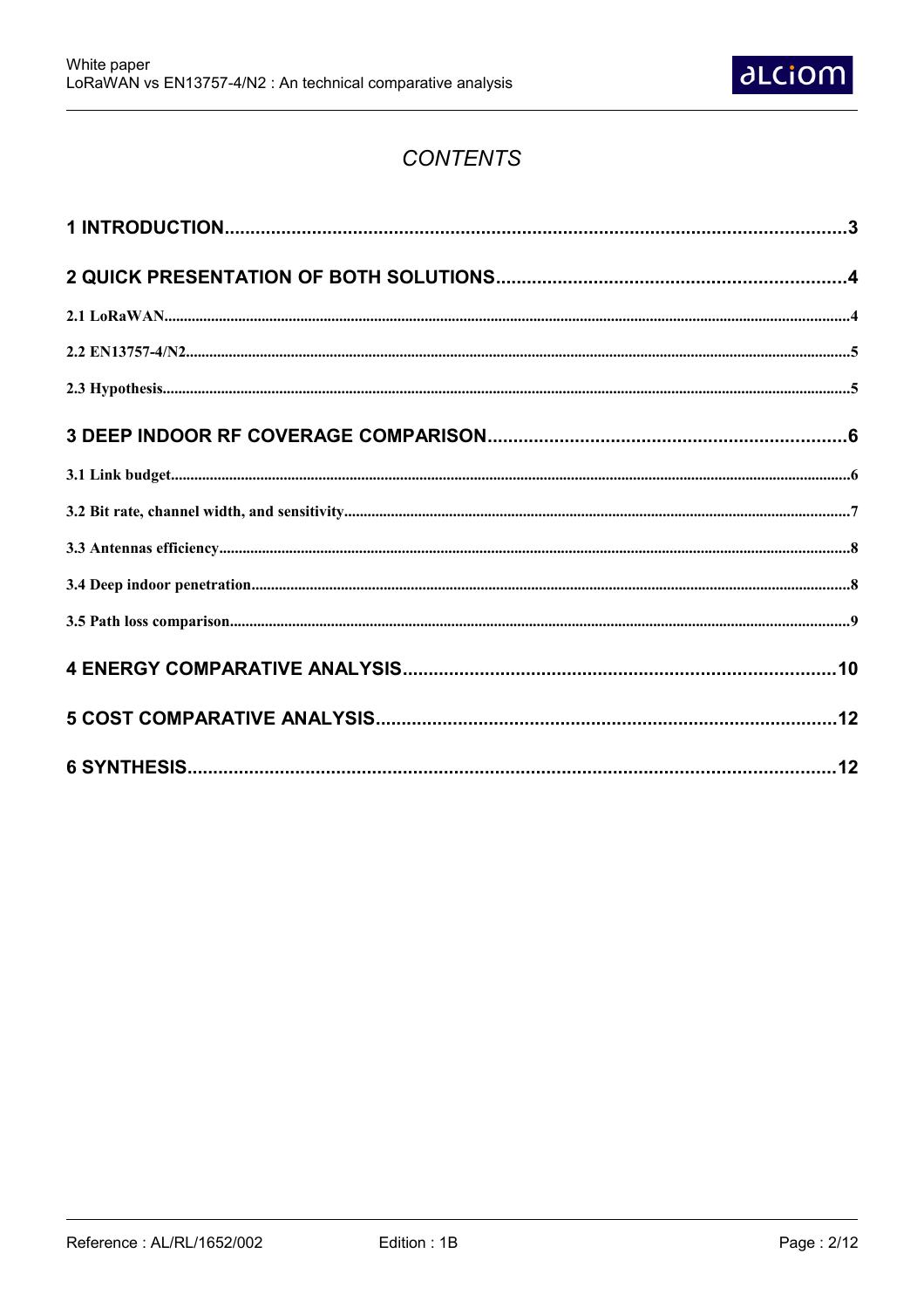# CONTENTS

**1 INTRODUCTION**........................................................................................................3

**2 QUICK PRESENTATION OF BOTH SOLUTIONS**..........................................................4

**2.1 LoRaWAN**..................................................................................................................4

**2.2 EN13757-4/N2**............................................................................................................5

**2.3 Hypothesis**...................................................................................................................5

**3 DEEP INDOOR RF COVERAGE COMPARISON**..............................................................6

**3.1 Link budget**..................................................................................................................6

**3.2 Bit rate, channel width, and sensitivity**.........................................................................7

**3.3 Antennas efficiency**......................................................................................................8

**3.4 Deep indoor penetration**..............................................................................................8

**3.5 Path loss comparison**....................................................................................................9

**4 ENERGY COMPARATIVE ANALYSIS**...........................................................................10

**5 COST COMPARATIVE ANALYSIS**...............................................................................12

**6 SYNTHESIS**...............................................................................................................12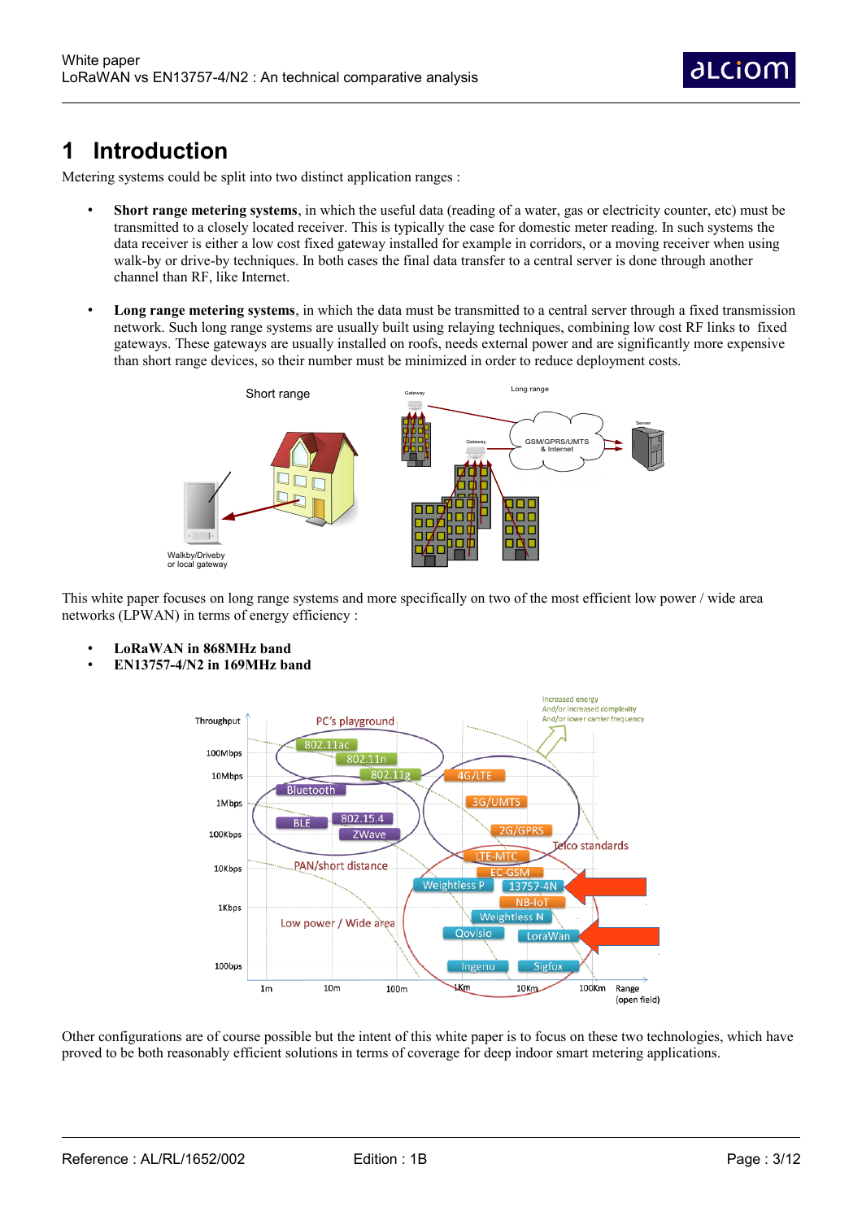# 1 Introduction

Metering systems could be split into two distinct application ranges :

- **Short range metering systems**, in which the useful data (reading of a water, gas or electricity counter, etc) must be transmitted to a closely located receiver. This is typically the case for domestic meter reading. In such systems the data receiver is either a low cost fixed gateway installed for example in corridors, or a moving receiver when using walk-by or drive-by techniques. In both cases the final data transfer to a central server is done through another channel than RF, like Internet.

- **Long range metering systems**, in which the data must be transmitted to a central server through a fixed transmission network. Such long range systems are usually built using relaying techniques, combining low cost RF links to fixed gateways. These gateways are usually installed on roofs, needs external power and are significantly more expensive than short range devices, so their number must be minimized in order to reduce deployment costs.

This white paper focuses on long range systems and more specifically on two of the most efficient low power / wide area networks (LPWAN) in terms of energy efficiency :

- **LoRaWAN in 868MHz band**
- **EN13757-4/N2 in 169MHz band**

Other configurations are of course possible but the intent of this white paper is to focus on these two technologies, which have proved to be both reasonably efficient solutions in terms of coverage for deep indoor smart metering applications.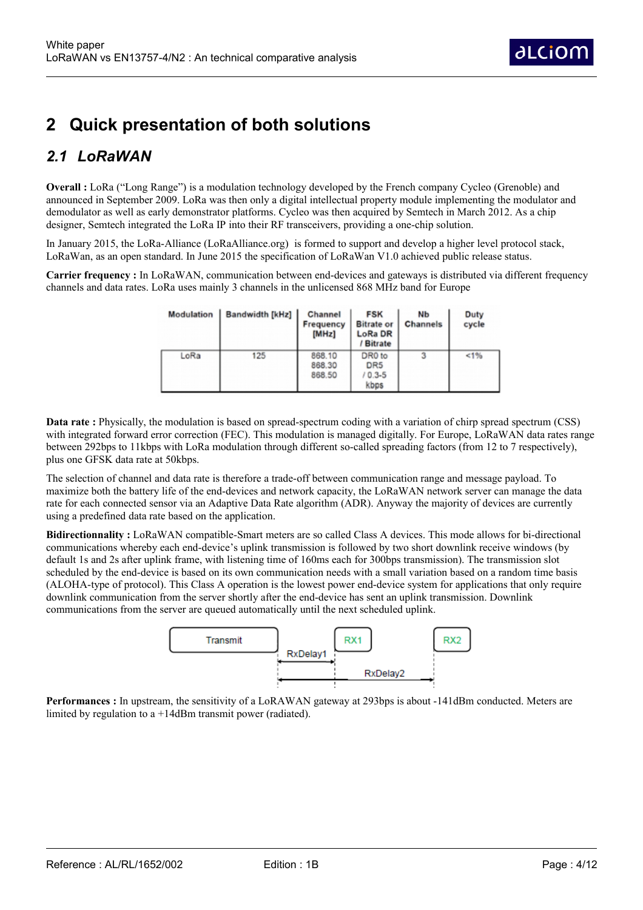# 2 Quick presentation of both solutions

## 2.1 LoRaWAN

**Overall :** LoRa ("Long Range") is a modulation technology developed by the French company Cycleo (Grenoble) and announced in September 2009. LoRa was then only a digital intellectual property module implementing the modulator and demodulator as well as early demonstrator platforms. Cycleo was then acquired by Semtech in March 2012. As a chip designer, Semtech integrated the LoRa IP into their RF transceivers, providing a one-chip solution.

In January 2015, the LoRa-Alliance (LoRaAlliance.org) is formed to support and develop a higher level protocol stack, LoRaWan, as an open standard. In June 2015 the specification of LoRaWan V1.0 achieved public release status.

**Carrier frequency :** In LoRaWAN, communication between end-devices and gateways is distributed via different frequency channels and data rates. LoRa uses mainly 3 channels in the unlicensed 868 MHz band for Europe

| Modulation | Bandwidth [kHz] | Channel Frequency [MHz] | FSK Bitrate or LoRa DR / Bitrate | Nb Channels | Duty cycle |
|---|---|---|---|---|---|
| LoRa | 125 | 868.10<br>868.30<br>868.50 | DR0 to DR5 / 0.3-5 kbps | 3 | <1% |

**Data rate :** Physically, the modulation is based on spread-spectrum coding with a variation of chirp spread spectrum (CSS) with integrated forward error correction (FEC). This modulation is managed digitally. For Europe, LoRaWAN data rates range between 292bps to 11kbps with LoRa modulation through different so-called spreading factors (from 12 to 7 respectively), plus one GFSK data rate at 50kbps.

The selection of channel and data rate is therefore a trade-off between communication range and message payload. To maximize both the battery life of the end-devices and network capacity, the LoRaWAN network server can manage the data rate for each connected sensor via an Adaptive Data Rate algorithm (ADR). Anyway the majority of devices are currently using a predefined data rate based on the application.

**Bidirectionnality :** LoRaWAN compatible-Smart meters are so called Class A devices. This mode allows for bi-directional communications whereby each end-device's uplink transmission is followed by two short downlink receive windows (by default 1s and 2s after uplink frame, with listening time of 160ms each for 300bps transmission). The transmission slot scheduled by the end-device is based on its own communication needs with a small variation based on a random time basis (ALOHA-type of protocol). This Class A operation is the lowest power end-device system for applications that only require downlink communication from the server shortly after the end-device has sent an uplink transmission. Downlink communications from the server are queued automatically until the next scheduled uplink.

Transmit — RxDelay1 — RX1 — RxDelay2 — RX2

**Performances :** In upstream, the sensitivity of a LoRAWAN gateway at 293bps is about -141dBm conducted. Meters are limited by regulation to a +14dBm transmit power (radiated).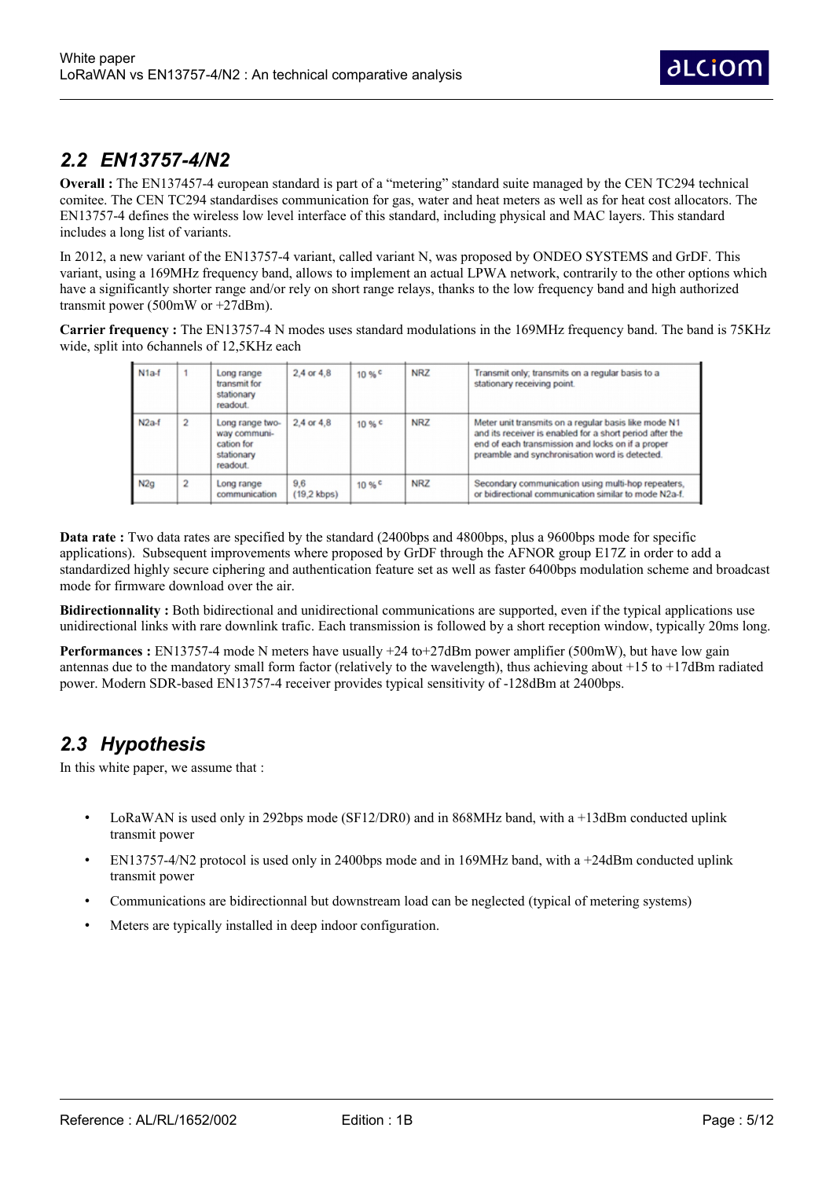## 2.2 EN13757-4/N2

**Overall :** The EN137457-4 european standard is part of a "metering" standard suite managed by the CEN TC294 technical comitee. The CEN TC294 standardises communication for gas, water and heat meters as well as for heat cost allocators. The EN13757-4 defines the wireless low level interface of this standard, including physical and MAC layers. This standard includes a long list of variants.

In 2012, a new variant of the EN13757-4 variant, called variant N, was proposed by ONDEO SYSTEMS and GrDF. This variant, using a 169MHz frequency band, allows to implement an actual LPWA network, contrarily to the other options which have a significantly shorter range and/or rely on short range relays, thanks to the low frequency band and high authorized transmit power (500mW or +27dBm).

**Carrier frequency :** The EN13757-4 N modes uses standard modulations in the 169MHz frequency band. The band is 75KHz wide, split into 6channels of 12,5KHz each

| N1a-f | 1 | Long range transmit for stationary readout. | 2,4 or 4,8 | 10 % [c] | NRZ | Transmit only; transmits on a regular basis to a stationary receiving point. |
|---|---|---|---|---|---|---|
| N2a-f | 2 | Long range two-way communication for stationary readout. | 2,4 or 4,8 | 10 % [c] | NRZ | Meter unit transmits on a regular basis like mode N1 and its receiver is enabled for a short period after the end of each transmission and locks on if a proper preamble and synchronisation word is detected. |
| N2g | 2 | Long range communication | 9,6 (19,2 kbps) | 10 % [c] | NRZ | Secondary communication using multi-hop repeaters, or bidirectional communication similar to mode N2a-f. |

**Data rate :** Two data rates are specified by the standard (2400bps and 4800bps, plus a 9600bps mode for specific applications). Subsequent improvements where proposed by GrDF through the AFNOR group E17Z in order to add a standardized highly secure ciphering and authentication feature set as well as faster 6400bps modulation scheme and broadcast mode for firmware download over the air.

**Bidirectionnality :** Both bidirectional and unidirectional communications are supported, even if the typical applications use unidirectional links with rare downlink trafic. Each transmission is followed by a short reception window, typically 20ms long.

**Performances :** EN13757-4 mode N meters have usually +24 to+27dBm power amplifier (500mW), but have low gain antennas due to the mandatory small form factor (relatively to the wavelength), thus achieving about +15 to +17dBm radiated power. Modern SDR-based EN13757-4 receiver provides typical sensitivity of -128dBm at 2400bps.

## 2.3 Hypothesis

In this white paper, we assume that :

- LoRaWAN is used only in 292bps mode (SF12/DR0) and in 868MHz band, with a +13dBm conducted uplink transmit power
- EN13757-4/N2 protocol is used only in 2400bps mode and in 169MHz band, with a +24dBm conducted uplink transmit power
- Communications are bidirectionnal but downstream load can be neglected (typical of metering systems)
- Meters are typically installed in deep indoor configuration.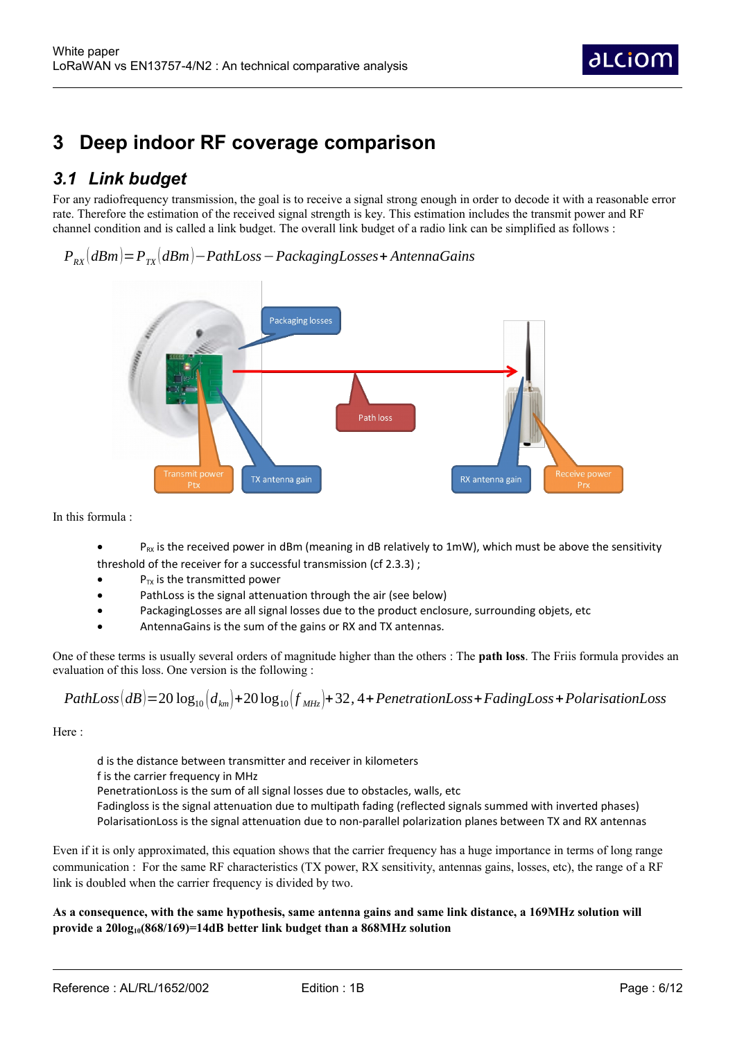# 3 Deep indoor RF coverage comparison

## 3.1 Link budget

For any radiofrequency transmission, the goal is to receive a signal strong enough in order to decode it with a reasonable error rate. Therefore the estimation of the received signal strength is key. This estimation includes the transmit power and RF channel condition and is called a link budget. The overall link budget of a radio link can be simplified as follows :

$$P_{RX}(dBm) = P_{TX}(dBm) - PathLoss - PackagingLosses + AntennaGains$$

In this formula :

- $P_{RX}$ is the received power in dBm (meaning in dB relatively to 1mW), which must be above the sensitivity threshold of the receiver for a successful transmission (cf 2.3.3) ;
- $P_{TX}$ is the transmitted power
- PathLoss is the signal attenuation through the air (see below)
- PackagingLosses are all signal losses due to the product enclosure, surrounding objets, etc
- AntennaGains is the sum of the gains or RX and TX antennas.

One of these terms is usually several orders of magnitude higher than the others : The **path loss**. The Friis formula provides an evaluation of this loss. One version is the following :

$$PathLoss(dB) = 20\log_{10}(d_{km}) + 20\log_{10}(f_{MHz}) + 32,4 + PenetrationLoss + FadingLoss + PolarisationLoss$$

Here :

d is the distance between transmitter and receiver in kilometers
f is the carrier frequency in MHz
PenetrationLoss is the sum of all signal losses due to obstacles, walls, etc
Fadingloss is the signal attenuation due to multipath fading (reflected signals summed with inverted phases)
PolarisationLoss is the signal attenuation due to non-parallel polarization planes between TX and RX antennas

Even if it is only approximated, this equation shows that the carrier frequency has a huge importance in terms of long range communication : For the same RF characteristics (TX power, RX sensitivity, antennas gains, losses, etc), the range of a RF link is doubled when the carrier frequency is divided by two.

**As a consequence, with the same hypothesis, same antenna gains and same link distance, a 169MHz solution will provide a $20\log_{10}(868/169)$=14dB better link budget than a 868MHz solution**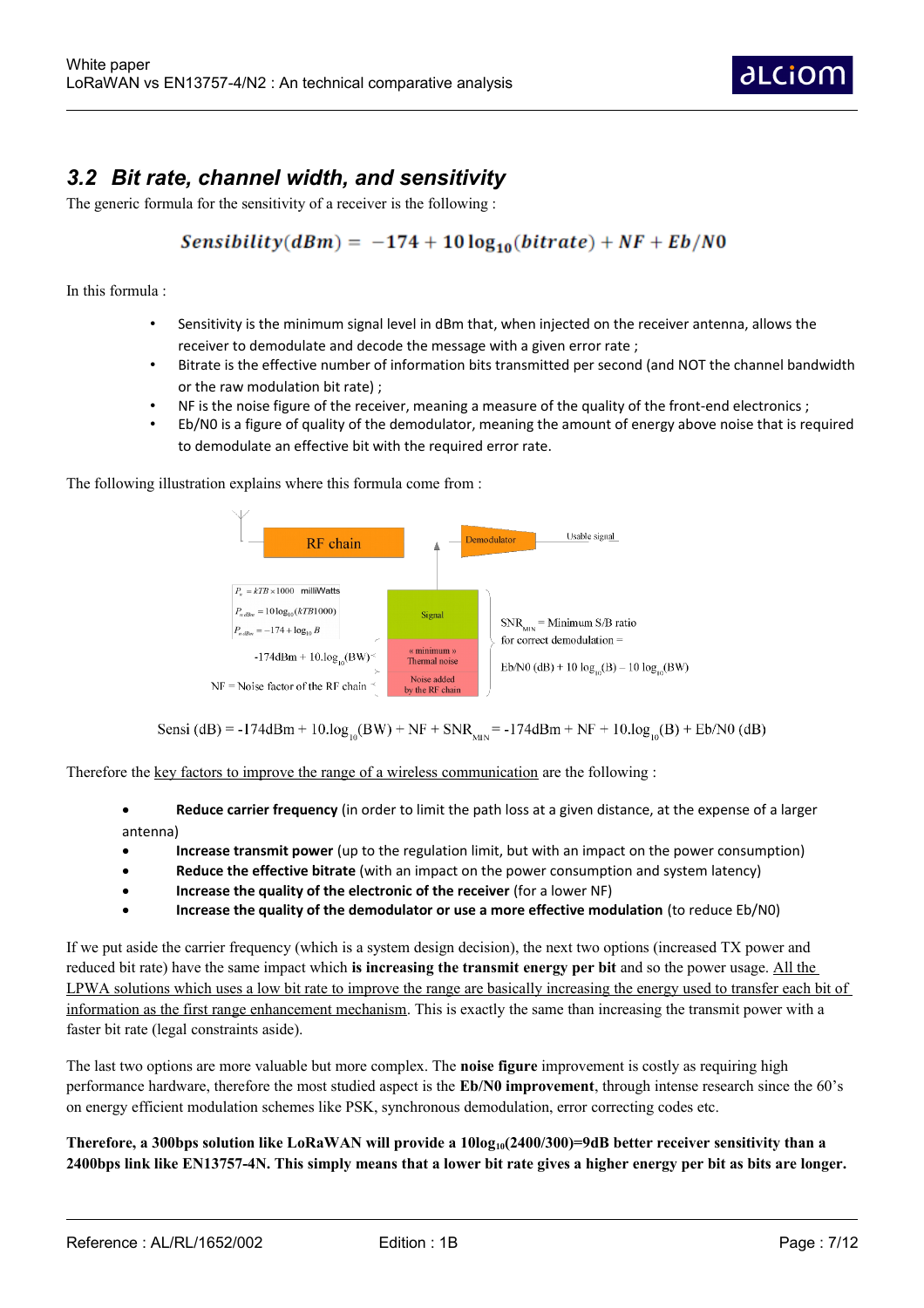## 3.2 Bit rate, channel width, and sensitivity

The generic formula for the sensitivity of a receiver is the following :

$$Sensibility(dBm) = -174 + 10\log_{10}(bitrate) + NF + Eb/N0$$

In this formula :

- Sensitivity is the minimum signal level in dBm that, when injected on the receiver antenna, allows the receiver to demodulate and decode the message with a given error rate ;
- Bitrate is the effective number of information bits transmitted per second (and NOT the channel bandwidth or the raw modulation bit rate) ;
- NF is the noise figure of the receiver, meaning a measure of the quality of the front-end electronics ;
- Eb/N0 is a figure of quality of the demodulator, meaning the amount of energy above noise that is required to demodulate an effective bit with the required error rate.

The following illustration explains where this formula come from :

RF chain — Demodulator — Usable signal

$P_n = kTB \times 1000$ milliWatts

$P_{n\,dBm} = 10\log_{10}(kTB1000)$

$P_{n\,dBm} = -174 + \log_{10} B$

$-174\text{dBm} + 10.\log_{10}(\text{BW})$

NF = Noise factor of the RF chain

Signal / « minimum » Thermal noise / Noise added by the RF chain

$\text{SNR}_{\text{MIN}}$ = Minimum S/B ratio for correct demodulation = $\text{Eb/N0 (dB)} + 10\log_{10}(\text{B}) - 10\log_{10}(\text{BW})$

$$\text{Sensi (dB)} = -174\text{dBm} + 10.\log_{10}(\text{BW}) + \text{NF} + \text{SNR}_{\text{MIN}} = -174\text{dBm} + \text{NF} + 10.\log_{10}(\text{B}) + \text{Eb/N0 (dB)}$$

Therefore the key factors to improve the range of a wireless communication are the following :

- **Reduce carrier frequency** (in order to limit the path loss at a given distance, at the expense of a larger antenna)
- **Increase transmit power** (up to the regulation limit, but with an impact on the power consumption)
- **Reduce the effective bitrate** (with an impact on the power consumption and system latency)
- **Increase the quality of the electronic of the receiver** (for a lower NF)
- **Increase the quality of the demodulator or use a more effective modulation** (to reduce Eb/N0)

If we put aside the carrier frequency (which is a system design decision), the next two options (increased TX power and reduced bit rate) have the same impact which **is increasing the transmit energy per bit** and so the power usage. All the LPWA solutions which uses a low bit rate to improve the range are basically increasing the energy used to transfer each bit of information as the first range enhancement mechanism. This is exactly the same than increasing the transmit power with a faster bit rate (legal constraints aside).

The last two options are more valuable but more complex. The **noise figure** improvement is costly as requiring high performance hardware, therefore the most studied aspect is the **Eb/N0 improvement**, through intense research since the 60's on energy efficient modulation schemes like PSK, synchronous demodulation, error correcting codes etc.

**Therefore, a 300bps solution like LoRaWAN will provide a $10\log_{10}(2400/300)$=9dB better receiver sensitivity than a 2400bps link like EN13757-4N. This simply means that a lower bit rate gives a higher energy per bit as bits are longer.**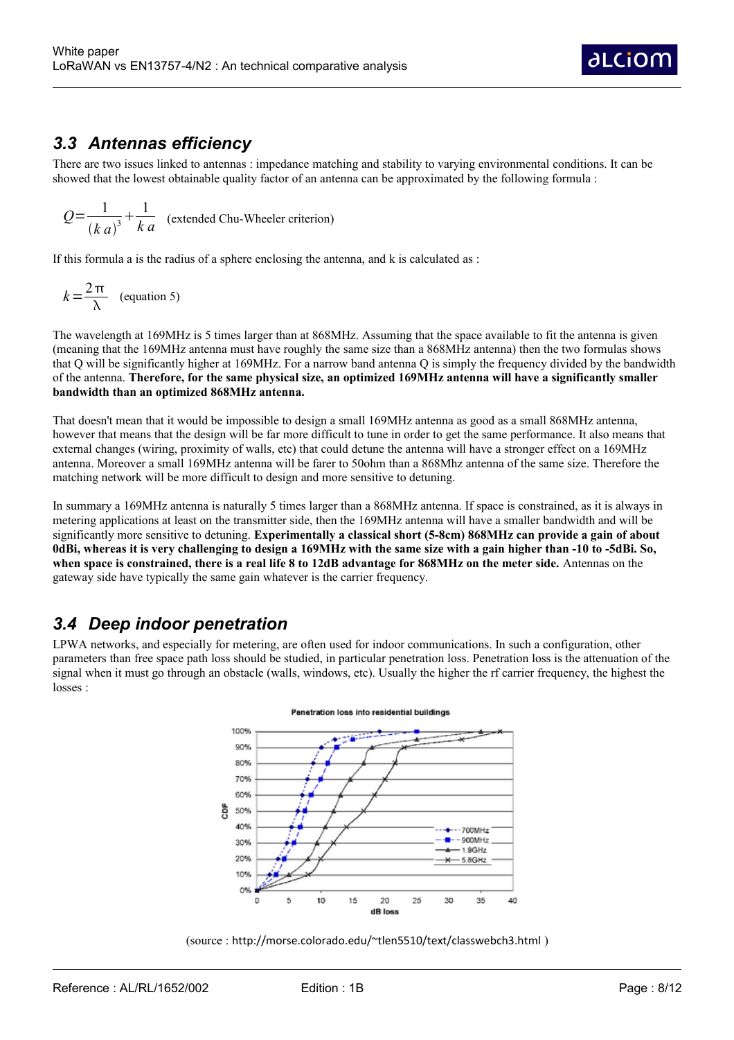## 3.3 Antennas efficiency

There are two issues linked to antennas : impedance matching and stability to varying environmental conditions. It can be showed that the lowest obtainable quality factor of an antenna can be approximated by the following formula :

$$Q = \frac{1}{(k\,a)^3} + \frac{1}{k\,a}$$ (extended Chu-Wheeler criterion)

If this formula a is the radius of a sphere enclosing the antenna, and k is calculated as :

$$k = \frac{2\pi}{\lambda}$$ (equation 5)

The wavelength at 169MHz is 5 times larger than at 868MHz. Assuming that the space available to fit the antenna is given (meaning that the 169MHz antenna must have roughly the same size than a 868MHz antenna) then the two formulas shows that Q will be significantly higher at 169MHz. For a narrow band antenna Q is simply the frequency divided by the bandwidth of the antenna. **Therefore, for the same physical size, an optimized 169MHz antenna will have a significantly smaller bandwidth than an optimized 868MHz antenna.**

That doesn't mean that it would be impossible to design a small 169MHz antenna as good as a small 868MHz antenna, however that means that the design will be far more difficult to tune in order to get the same performance. It also means that external changes (wiring, proximity of walls, etc) that could detune the antenna will have a stronger effect on a 169MHz antenna. Moreover a small 169MHz antenna will be farer to 50ohm than a 868Mhz antenna of the same size. Therefore the matching network will be more difficult to design and more sensitive to detuning.

In summary a 169MHz antenna is naturally 5 times larger than a 868MHz antenna. If space is constrained, as it is always in metering applications at least on the transmitter side, then the 169MHz antenna will have a smaller bandwidth and will be significantly more sensitive to detuning. **Experimentally a classical short (5-8cm) 868MHz can provide a gain of about 0dBi, whereas it is very challenging to design a 169MHz with the same size with a gain higher than -10 to -5dBi. So, when space is constrained, there is a real life 8 to 12dB advantage for 868MHz on the meter side.** Antennas on the gateway side have typically the same gain whatever is the carrier frequency.

## 3.4 Deep indoor penetration

LPWA networks, and especially for metering, are often used for indoor communications. In such a configuration, other parameters than free space path loss should be studied, in particular penetration loss. Penetration loss is the attenuation of the signal when it must go through an obstacle (walls, windows, etc). Usually the higher the rf carrier frequency, the highest the losses :

(source : http://morse.colorado.edu/~tlen5510/text/classwebch3.html )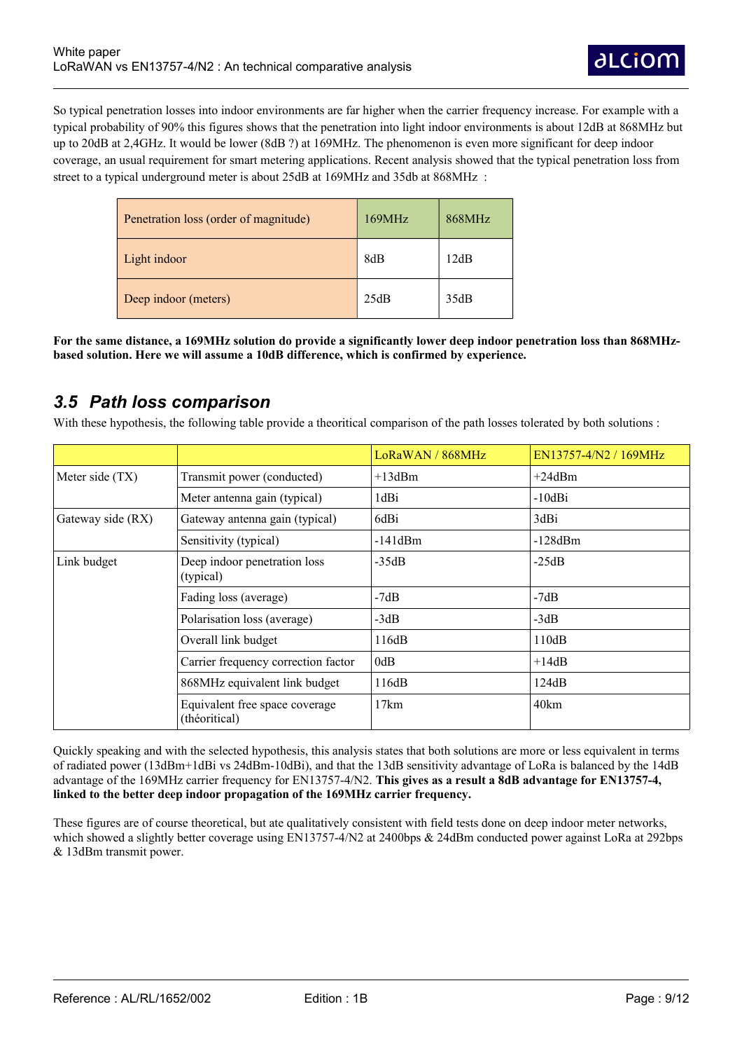So typical penetration losses into indoor environments are far higher when the carrier frequency increase. For example with a typical probability of 90% this figures shows that the penetration into light indoor environments is about 12dB at 868MHz but up to 20dB at 2,4GHz. It would be lower (8dB ?) at 169MHz. The phenomenon is even more significant for deep indoor coverage, an usual requirement for smart metering applications. Recent analysis showed that the typical penetration loss from street to a typical underground meter is about 25dB at 169MHz and 35db at 868MHz :

| Penetration loss (order of magnitude) | 169MHz | 868MHz |
|---|---|---|
| Light indoor | 8dB | 12dB |
| Deep indoor (meters) | 25dB | 35dB |

**For the same distance, a 169MHz solution do provide a significantly lower deep indoor penetration loss than 868MHz-based solution. Here we will assume a 10dB difference, which is confirmed by experience.**

## *3.5 Path loss comparison*

With these hypothesis, the following table provide a theoritical comparison of the path losses tolerated by both solutions :

| | | LoRaWAN / 868MHz | EN13757-4/N2 / 169MHz |
|---|---|---|---|
| Meter side (TX) | Transmit power (conducted) | +13dBm | +24dBm |
| | Meter antenna gain (typical) | 1dBi | -10dBi |
| Gateway side (RX) | Gateway antenna gain (typical) | 6dBi | 3dBi |
| | Sensitivity (typical) | -141dBm | -128dBm |
| Link budget | Deep indoor penetration loss (typical) | -35dB | -25dB |
| | Fading loss (average) | -7dB | -7dB |
| | Polarisation loss (average) | -3dB | -3dB |
| | Overall link budget | 116dB | 110dB |
| | Carrier frequency correction factor | 0dB | +14dB |
| | 868MHz equivalent link budget | 116dB | 124dB |
| | Equivalent free space coverage (théoritical) | 17km | 40km |

Quickly speaking and with the selected hypothesis, this analysis states that both solutions are more or less equivalent in terms of radiated power (13dBm+1dBi vs 24dBm-10dBi), and that the 13dB sensitivity advantage of LoRa is balanced by the 14dB advantage of the 169MHz carrier frequency for EN13757-4/N2. **This gives as a result a 8dB advantage for EN13757-4, linked to the better deep indoor propagation of the 169MHz carrier frequency.**

These figures are of course theoretical, but ate qualitatively consistent with field tests done on deep indoor meter networks, which showed a slightly better coverage using EN13757-4/N2 at 2400bps & 24dBm conducted power against LoRa at 292bps & 13dBm transmit power.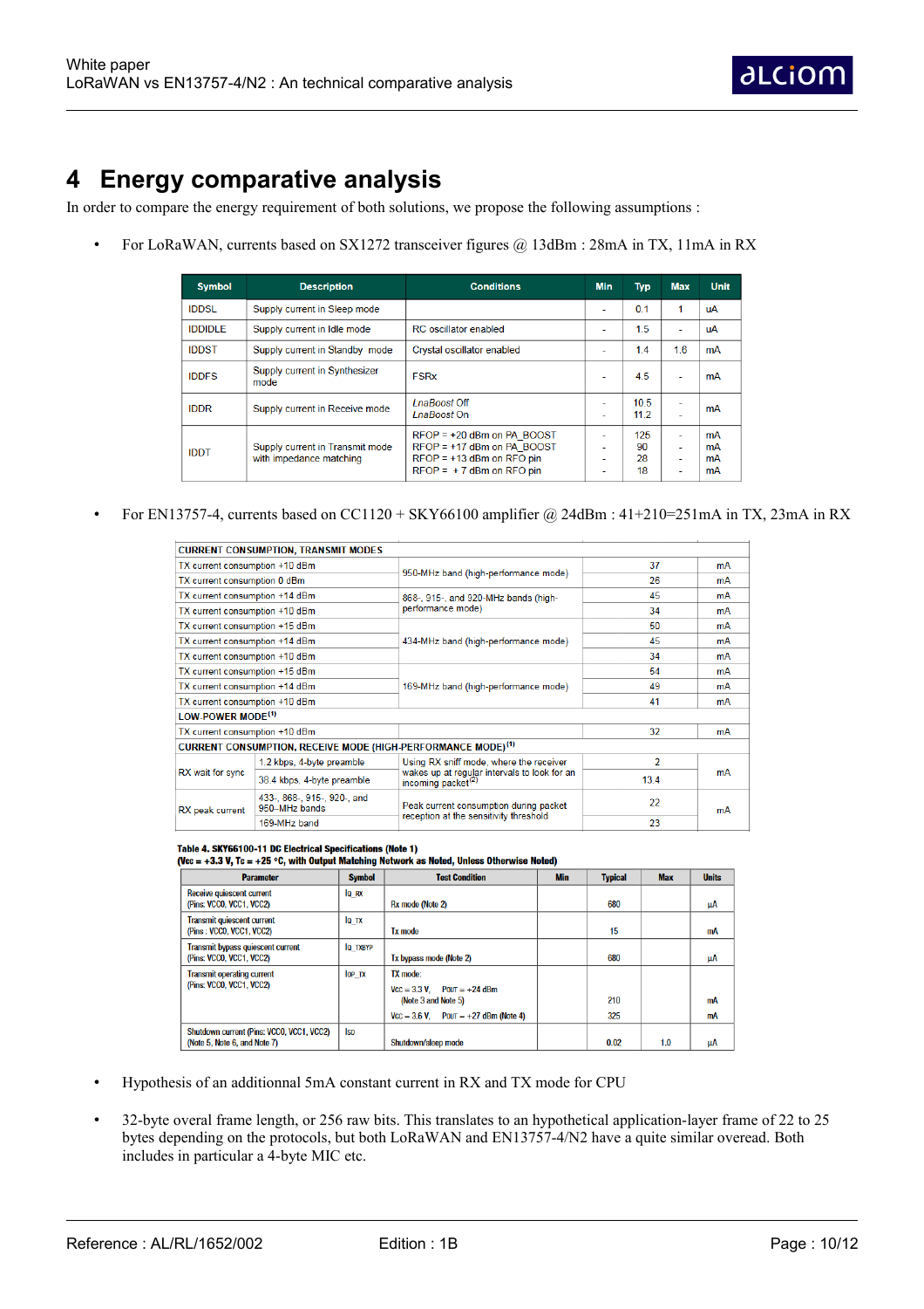# 4 Energy comparative analysis

In order to compare the energy requirement of both solutions, we propose the following assumptions :

- For LoRaWAN, currents based on SX1272 transceiver figures @ 13dBm : 28mA in TX, 11mA in RX

| Symbol | Description | Conditions | Min | Typ | Max | Unit |
|---|---|---|---|---|---|---|
| IDDSL | Supply current in Sleep mode | | - | 0.1 | 1 | uA |
| IDDIDLE | Supply current in Idle mode | RC oscillator enabled | - | 1.5 | - | uA |
| IDDST | Supply current in Standby mode | Crystal oscillator enabled | - | 1.4 | 1.6 | mA |
| IDDFS | Supply current in Synthesizer mode | FSRx | - | 4.5 | - | mA |
| IDDR | Supply current in Receive mode | *LnaBoost* Off<br>*LnaBoost* On | -<br>- | 10.5<br>11.2 | -<br>- | mA |
| IDDT | Supply current in Transmit mode with impedance matching | RFOP = +20 dBm on PA_BOOST<br>RFOP = +17 dBm on PA_BOOST<br>RFOP = +13 dBm on RFO pin<br>RFOP = + 7 dBm on RFO pin | -<br>-<br>-<br>- | 125<br>90<br>28<br>18 | -<br>-<br>-<br>- | mA<br>mA<br>mA<br>mA |

- For EN13757-4, currents based on CC1120 + SKY66100 amplifier @ 24dBm : 41+210=251mA in TX, 23mA in RX

| CURRENT CONSUMPTION, TRANSMIT MODES | | | | |
|---|---|---|---|---|
| TX current consumption +10 dBm | | 950-MHz band (high-performance mode) | 37 | mA |
| TX current consumption 0 dBm | | | 26 | mA |
| TX current consumption +14 dBm | | 868-, 915-, and 920-MHz bands (high-performance mode) | 45 | mA |
| TX current consumption +10 dBm | | | 34 | mA |
| TX current consumption +15 dBm | | 434-MHz band (high-performance mode) | 50 | mA |
| TX current consumption +14 dBm | | | 45 | mA |
| TX current consumption +10 dBm | | | 34 | mA |
| TX current consumption +15 dBm | | 169-MHz band (high-performance mode) | 54 | mA |
| TX current consumption +14 dBm | | | 49 | mA |
| TX current consumption +10 dBm | | | 41 | mA |
| LOW-POWER MODE[(1)] | | | | |
| TX current consumption +10 dBm | | | 32 | mA |
| CURRENT CONSUMPTION, RECEIVE MODE (HIGH-PERFORMANCE MODE)[(1)] | | | | |
| RX wait for sync | 1.2 kbps, 4-byte preamble | Using RX sniff mode, where the receiver wakes up at regular intervals to look for an incoming packet[(2)] | 2 | mA |
| | 38.4 kbps, 4-byte preamble | | 13.4 | |
| RX peak current | 433-, 868-, 915-, 920-, and 950-MHz bands | Peak current consumption during packet reception at the sensitivity threshold | 22 | mA |
| | 169-MHz band | | 23 | |

**Table 4. SKY66100-11 DC Electrical Specifications (Note 1)**
**(Vcc = +3.3 V, Tc = +25 °C, with Output Matching Network as Noted, Unless Otherwise Noted)**

| Parameter | Symbol | Test Condition | Min | Typical | Max | Units |
|---|---|---|---|---|---|---|
| Receive quiescent current (Pins: VCC0, VCC1, VCC2) | Iq_RX | Rx mode (Note 2) | | 680 | | µA |
| Transmit quiescent current (Pins : VCC0, VCC1, VCC2) | Iq_TX | Tx mode | | 15 | | mA |
| Transmit bypass quiescent current (Pins: VCC0, VCC1, VCC2) | Iq_TXBYP | Tx bypass mode (Note 2) | | 680 | | µA |
| Transmit operating current (Pins: VCC0, VCC1, VCC2) | IOP_TX | TX mode:<br>VCC = 3.3 V, POUT = +24 dBm (Note 3 and Note 5)<br>VCC = 3.6 V, POUT = +27 dBm (Note 4) | | 210<br>325 | | mA<br>mA |
| Shutdown current (Pins: VCC0, VCC1, VCC2) (Note 5, Note 6, and Note 7) | ISD | Shutdown/sleep mode | | 0.02 | 1.0 | µA |

- Hypothesis of an additionnal 5mA constant current in RX and TX mode for CPU

- 32-byte overal frame length, or 256 raw bits. This translates to an hypothetical application-layer frame of 22 to 25 bytes depending on the protocols, but both LoRaWAN and EN13757-4/N2 have a quite similar overead. Both includes in particular a 4-byte MIC etc.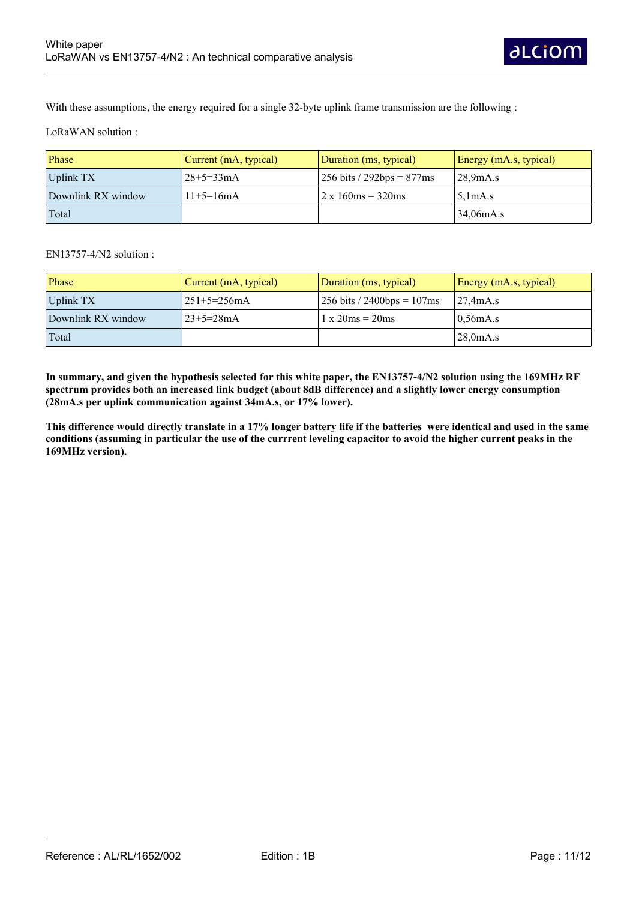With these assumptions, the energy required for a single 32-byte uplink frame transmission are the following :

LoRaWAN solution :

| Phase | Current (mA, typical) | Duration (ms, typical) | Energy (mA.s, typical) |
|---|---|---|---|
| Uplink TX | 28+5=33mA | 256 bits / 292bps = 877ms | 28,9mA.s |
| Downlink RX window | 11+5=16mA | 2 x 160ms = 320ms | 5,1mA.s |
| Total | | | 34,06mA.s |

EN13757-4/N2 solution :

| Phase | Current (mA, typical) | Duration (ms, typical) | Energy (mA.s, typical) |
|---|---|---|---|
| Uplink TX | 251+5=256mA | 256 bits / 2400bps = 107ms | 27,4mA.s |
| Downlink RX window | 23+5=28mA | 1 x 20ms = 20ms | 0,56mA.s |
| Total | | | 28,0mA.s |

**In summary, and given the hypothesis selected for this white paper, the EN13757-4/N2 solution using the 169MHz RF spectrum provides both an increased link budget (about 8dB difference) and a slightly lower energy consumption (28mA.s per uplink communication against 34mA.s, or 17% lower).**

**This difference would directly translate in a 17% longer battery life if the batteries were identical and used in the same conditions (assuming in particular the use of the currrent leveling capacitor to avoid the higher current peaks in the 169MHz version).**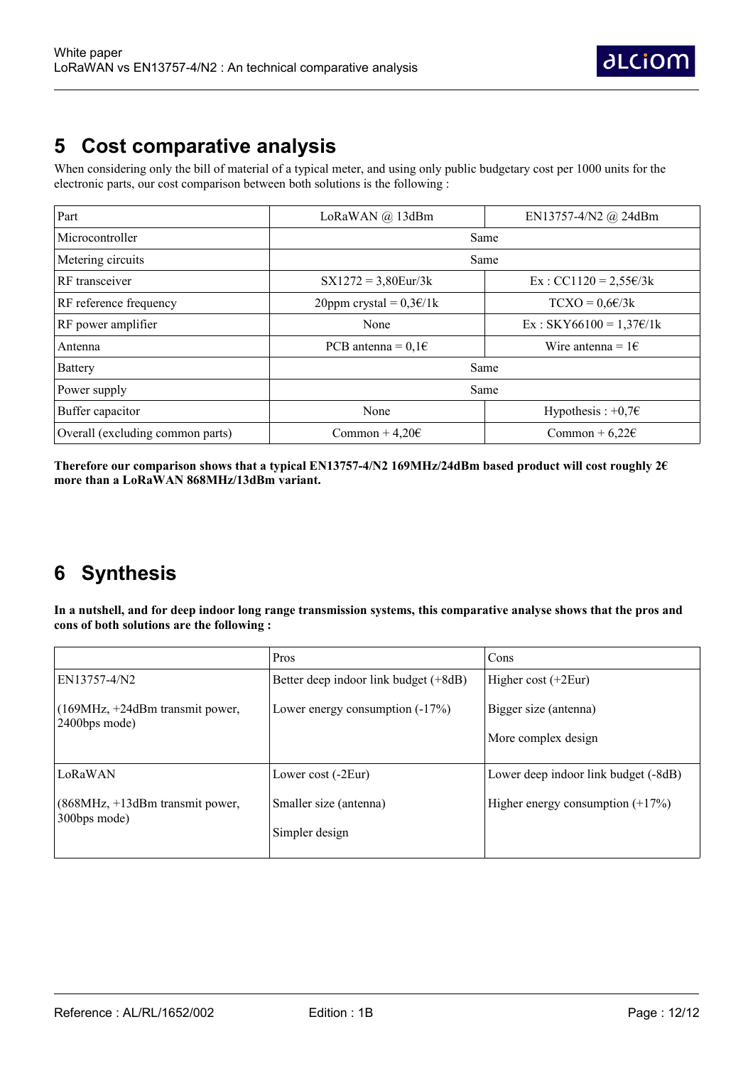## 5 Cost comparative analysis

When considering only the bill of material of a typical meter, and using only public budgetary cost per 1000 units for the electronic parts, our cost comparison between both solutions is the following :

| Part | LoRaWAN @ 13dBm | EN13757-4/N2 @ 24dBm |
|---|---|---|
| Microcontroller | Same | |
| Metering circuits | Same | |
| RF transceiver | SX1272 = 3,80Eur/3k | Ex : CC1120 = 2,55€/3k |
| RF reference frequency | 20ppm crystal = 0,3€/1k | TCXO = 0,6€/3k |
| RF power amplifier | None | Ex : SKY66100 = 1,37€/1k |
| Antenna | PCB antenna = 0,1€ | Wire antenna = 1€ |
| Battery | Same | |
| Power supply | Same | |
| Buffer capacitor | None | Hypothesis : +0,7€ |
| Overall (excluding common parts) | Common + 4,20€ | Common + 6,22€ |

**Therefore our comparison shows that a typical EN13757-4/N2 169MHz/24dBm based product will cost roughly 2€ more than a LoRaWAN 868MHz/13dBm variant.**

## 6 Synthesis

**In a nutshell, and for deep indoor long range transmission systems, this comparative analyse shows that the pros and cons of both solutions are the following :**

| | Pros | Cons |
|---|---|---|
| EN13757-4/N2<br><br>(169MHz, +24dBm transmit power, 2400bps mode) | Better deep indoor link budget (+8dB)<br><br>Lower energy consumption (-17%) | Higher cost (+2Eur)<br><br>Bigger size (antenna)<br><br>More complex design |
| LoRaWAN<br><br>(868MHz, +13dBm transmit power, 300bps mode) | Lower cost (-2Eur)<br><br>Smaller size (antenna)<br><br>Simpler design | Lower deep indoor link budget (-8dB)<br><br>Higher energy consumption (+17%) |